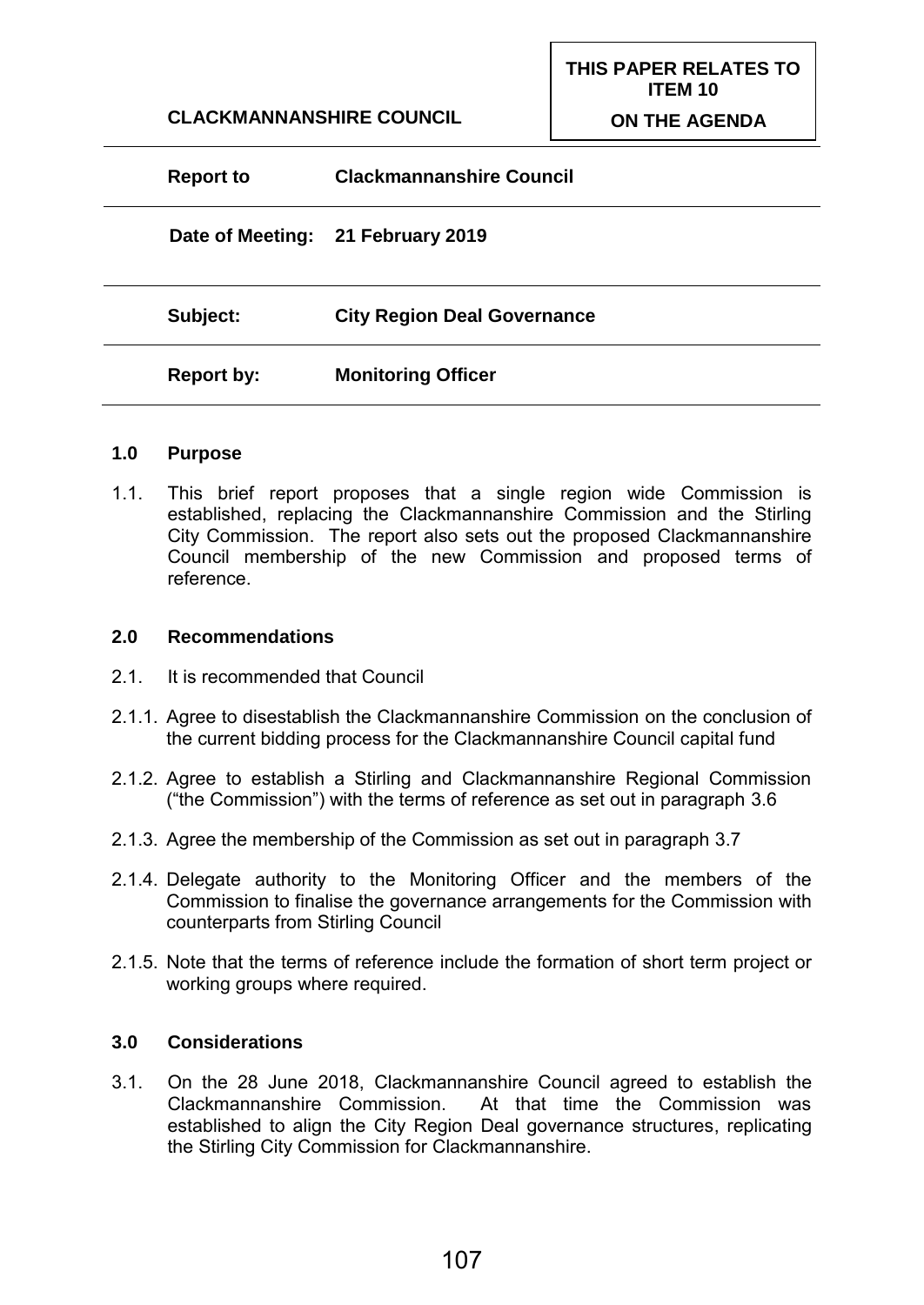**CLACKMANNANSHIRE COUNCIL**

**THIS PAPER RELATES TO ITEM 10 ON THE AGENDA**

| | |
|---|---|
| **Report to** | **Clackmannanshire Council** |
| **Date of Meeting:** | **21 February 2019** |
| **Subject:** | **City Region Deal Governance** |
| **Report by:** | **Monitoring Officer** |

## 1.0 Purpose

1.1. This brief report proposes that a single region wide Commission is established, replacing the Clackmannanshire Commission and the Stirling City Commission. The report also sets out the proposed Clackmannanshire Council membership of the new Commission and proposed terms of reference.

## 2.0 Recommendations

2.1. It is recommended that Council

2.1.1. Agree to disestablish the Clackmannanshire Commission on the conclusion of the current bidding process for the Clackmannanshire Council capital fund

2.1.2. Agree to establish a Stirling and Clackmannanshire Regional Commission ("the Commission") with the terms of reference as set out in paragraph 3.6

2.1.3. Agree the membership of the Commission as set out in paragraph 3.7

2.1.4. Delegate authority to the Monitoring Officer and the members of the Commission to finalise the governance arrangements for the Commission with counterparts from Stirling Council

2.1.5. Note that the terms of reference include the formation of short term project or working groups where required.

## 3.0 Considerations

3.1. On the 28 June 2018, Clackmannanshire Council agreed to establish the Clackmannanshire Commission. At that time the Commission was established to align the City Region Deal governance structures, replicating the Stirling City Commission for Clackmannanshire.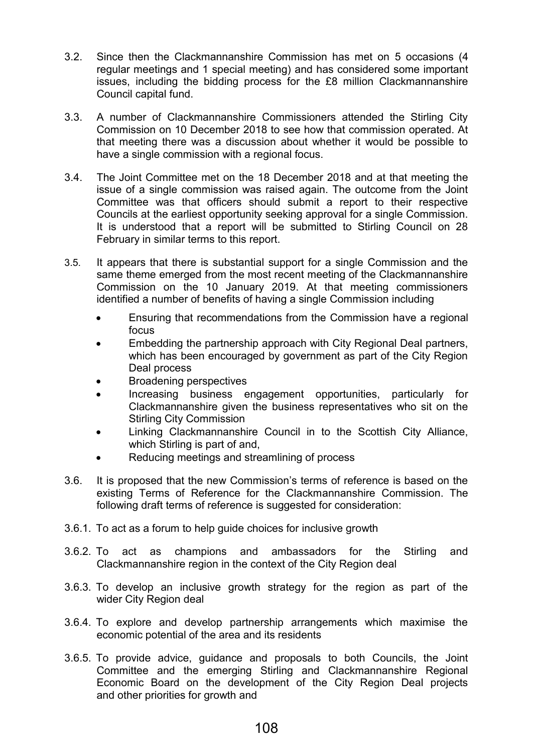3.2. Since then the Clackmannanshire Commission has met on 5 occasions (4 regular meetings and 1 special meeting) and has considered some important issues, including the bidding process for the £8 million Clackmannanshire Council capital fund.

3.3. A number of Clackmannanshire Commissioners attended the Stirling City Commission on 10 December 2018 to see how that commission operated. At that meeting there was a discussion about whether it would be possible to have a single commission with a regional focus.

3.4. The Joint Committee met on the 18 December 2018 and at that meeting the issue of a single commission was raised again. The outcome from the Joint Committee was that officers should submit a report to their respective Councils at the earliest opportunity seeking approval for a single Commission. It is understood that a report will be submitted to Stirling Council on 28 February in similar terms to this report.

3.5. It appears that there is substantial support for a single Commission and the same theme emerged from the most recent meeting of the Clackmannanshire Commission on the 10 January 2019. At that meeting commissioners identified a number of benefits of having a single Commission including

- Ensuring that recommendations from the Commission have a regional focus
- Embedding the partnership approach with City Regional Deal partners, which has been encouraged by government as part of the City Region Deal process
- Broadening perspectives
- Increasing business engagement opportunities, particularly for Clackmannanshire given the business representatives who sit on the Stirling City Commission
- Linking Clackmannanshire Council in to the Scottish City Alliance, which Stirling is part of and,
- Reducing meetings and streamlining of process

3.6. It is proposed that the new Commission's terms of reference is based on the existing Terms of Reference for the Clackmannanshire Commission. The following draft terms of reference is suggested for consideration:

3.6.1. To act as a forum to help guide choices for inclusive growth

3.6.2. To act as champions and ambassadors for the Stirling and Clackmannanshire region in the context of the City Region deal

3.6.3. To develop an inclusive growth strategy for the region as part of the wider City Region deal

3.6.4. To explore and develop partnership arrangements which maximise the economic potential of the area and its residents

3.6.5. To provide advice, guidance and proposals to both Councils, the Joint Committee and the emerging Stirling and Clackmannanshire Regional Economic Board on the development of the City Region Deal projects and other priorities for growth and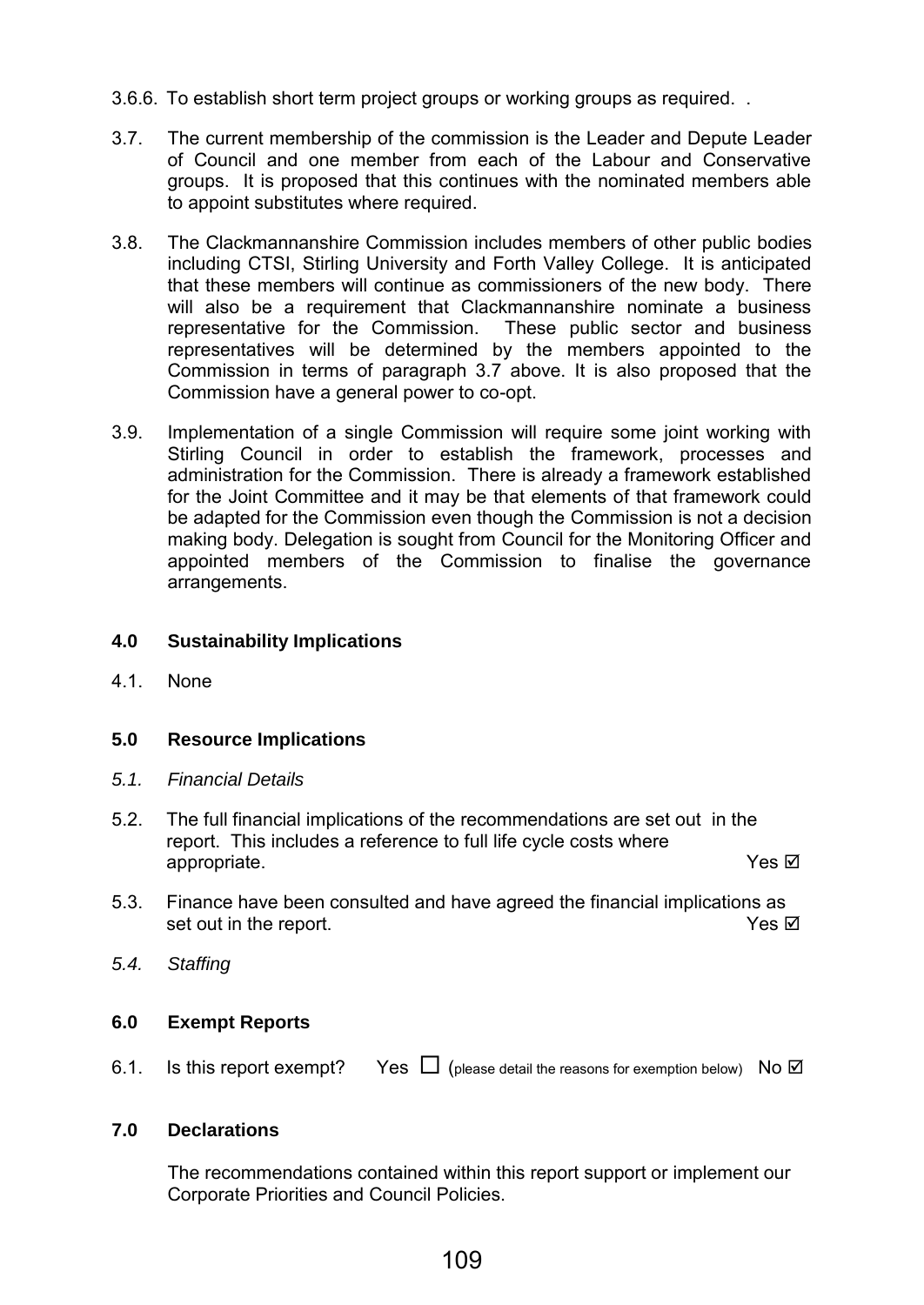3.6.6. To establish short term project groups or working groups as required. .

3.7. The current membership of the commission is the Leader and Depute Leader of Council and one member from each of the Labour and Conservative groups. It is proposed that this continues with the nominated members able to appoint substitutes where required.

3.8. The Clackmannanshire Commission includes members of other public bodies including CTSI, Stirling University and Forth Valley College. It is anticipated that these members will continue as commissioners of the new body. There will also be a requirement that Clackmannanshire nominate a business representative for the Commission. These public sector and business representatives will be determined by the members appointed to the Commission in terms of paragraph 3.7 above. It is also proposed that the Commission have a general power to co-opt.

3.9. Implementation of a single Commission will require some joint working with Stirling Council in order to establish the framework, processes and administration for the Commission. There is already a framework established for the Joint Committee and it may be that elements of that framework could be adapted for the Commission even though the Commission is not a decision making body. Delegation is sought from Council for the Monitoring Officer and appointed members of the Commission to finalise the governance arrangements.

## 4.0 Sustainability Implications

4.1. None

## 5.0 Resource Implications

*5.1. Financial Details*

5.2. The full financial implications of the recommendations are set out in the report. This includes a reference to full life cycle costs where appropriate. Yes ☑

5.3. Finance have been consulted and have agreed the financial implications as set out in the report. Yes ☑

*5.4. Staffing*

## 6.0 Exempt Reports

6.1. Is this report exempt? Yes ☐ (please detail the reasons for exemption below) No ☑

## 7.0 Declarations

The recommendations contained within this report support or implement our Corporate Priorities and Council Policies.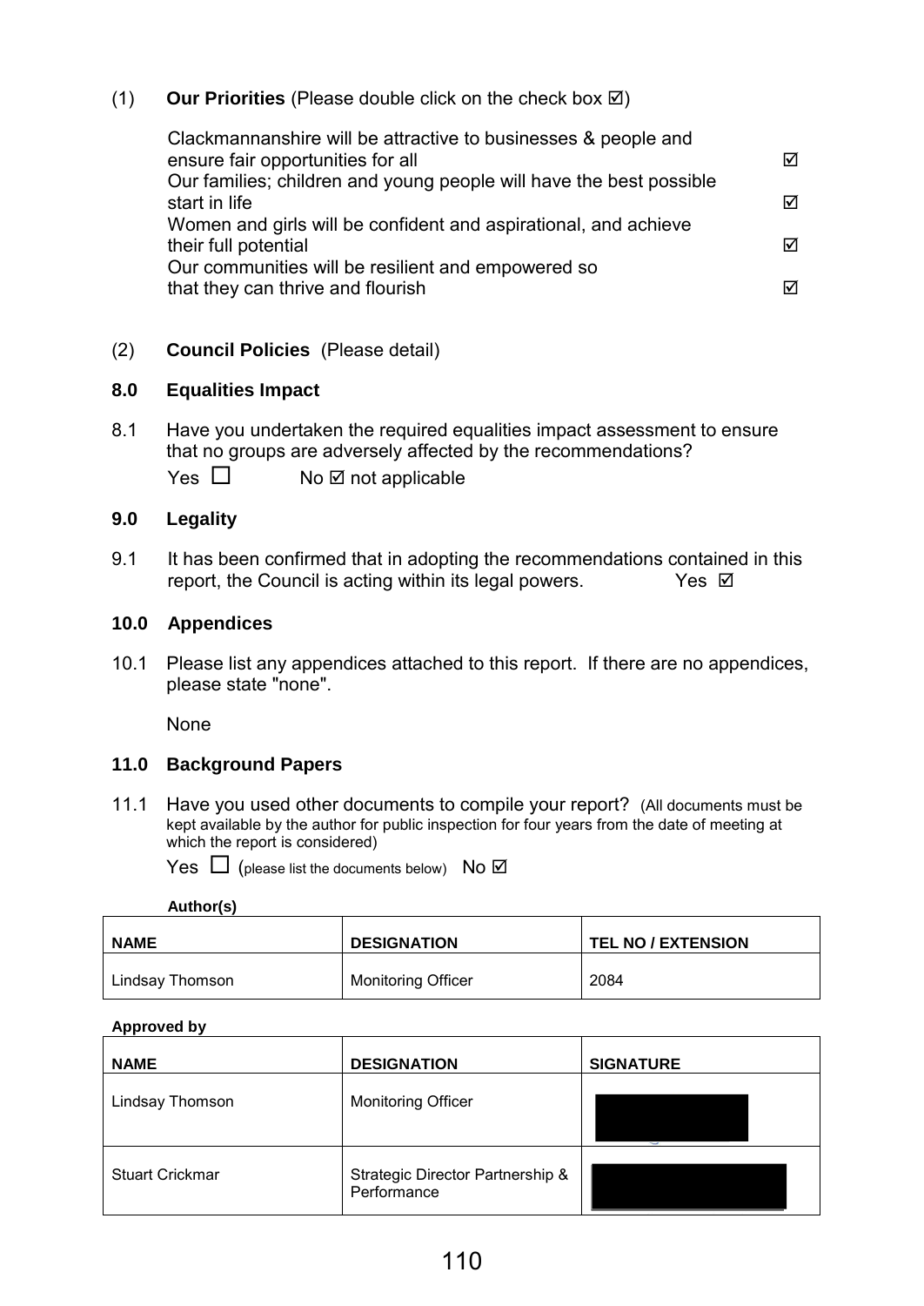(1) **Our Priorities** (Please double click on the check box ☑)

| | |
|---|---|
| Clackmannanshire will be attractive to businesses & people and ensure fair opportunities for all | ☑ |
| Our families; children and young people will have the best possible start in life | ☑ |
| Women and girls will be confident and aspirational, and achieve their full potential | ☑ |
| Our communities will be resilient and empowered so that they can thrive and flourish | ☑ |

(2) **Council Policies** (Please detail)

## 8.0 Equalities Impact

8.1 Have you undertaken the required equalities impact assessment to ensure that no groups are adversely affected by the recommendations?

Yes ☐ No ☑ not applicable

## 9.0 Legality

9.1 It has been confirmed that in adopting the recommendations contained in this report, the Council is acting within its legal powers. Yes ☑

## 10.0 Appendices

10.1 Please list any appendices attached to this report. If there are no appendices, please state "none".

None

## 11.0 Background Papers

11.1 Have you used other documents to compile your report? (All documents must be kept available by the author for public inspection for four years from the date of meeting at which the report is considered)

Yes ☐ (please list the documents below) No ☑

**Author(s)**

| NAME | DESIGNATION | TEL NO / EXTENSION |
|---|---|---|
| Lindsay Thomson | Monitoring Officer | 2084 |

**Approved by**

| NAME | DESIGNATION | SIGNATURE |
|---|---|---|
| Lindsay Thomson | Monitoring Officer | |
| Stuart Crickmar | Strategic Director Partnership & Performance | |